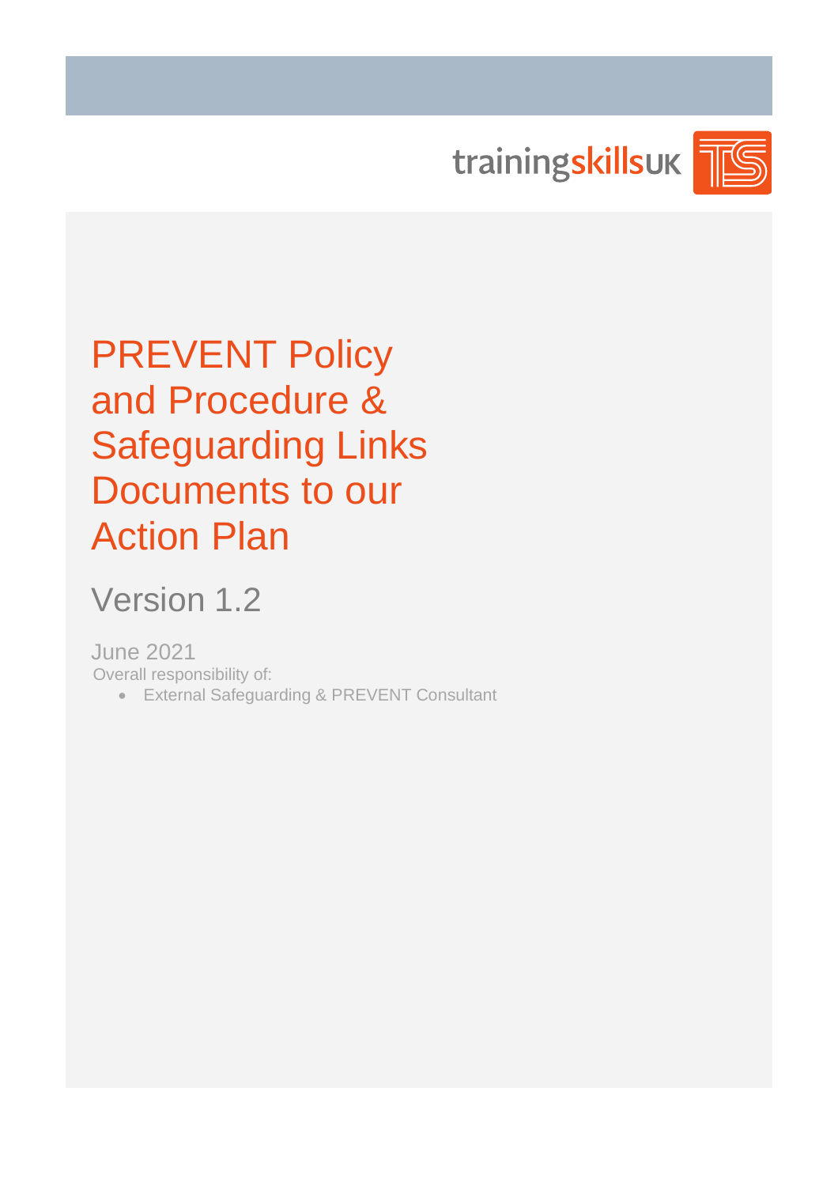trainingskillsUK

# PREVENT Policy and Procedure & Safeguarding Links Documents to our Action Plan

## Version 1.2

June 2021

Overall responsibility of:

- External Safeguarding & PREVENT Consultant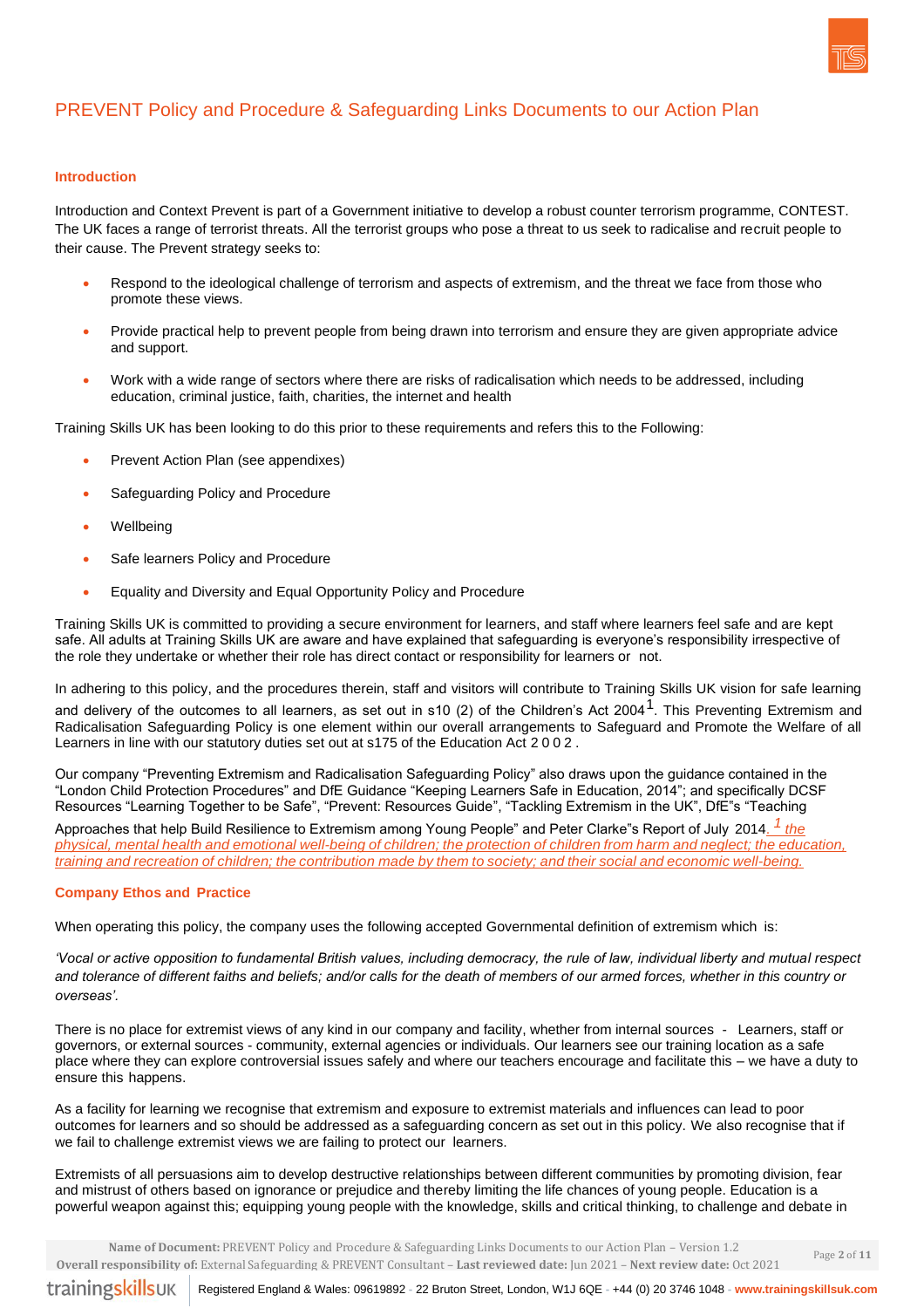# PREVENT Policy and Procedure & Safeguarding Links Documents to our Action Plan

## Introduction

Introduction and Context Prevent is part of a Government initiative to develop a robust counter terrorism programme, CONTEST. The UK faces a range of terrorist threats. All the terrorist groups who pose a threat to us seek to radicalise and recruit people to their cause. The Prevent strategy seeks to:

- Respond to the ideological challenge of terrorism and aspects of extremism, and the threat we face from those who promote these views.
- Provide practical help to prevent people from being drawn into terrorism and ensure they are given appropriate advice and support.
- Work with a wide range of sectors where there are risks of radicalisation which needs to be addressed, including education, criminal justice, faith, charities, the internet and health

Training Skills UK has been looking to do this prior to these requirements and refers this to the Following:

- Prevent Action Plan (see appendixes)
- Safeguarding Policy and Procedure
- Wellbeing
- Safe learners Policy and Procedure
- Equality and Diversity and Equal Opportunity Policy and Procedure

Training Skills UK is committed to providing a secure environment for learners, and staff where learners feel safe and are kept safe. All adults at Training Skills UK are aware and have explained that safeguarding is everyone's responsibility irrespective of the role they undertake or whether their role has direct contact or responsibility for learners or not.

In adhering to this policy, and the procedures therein, staff and visitors will contribute to Training Skills UK vision for safe learning and delivery of the outcomes to all learners, as set out in s10 (2) of the Children's Act 2004[1]. This Preventing Extremism and Radicalisation Safeguarding Policy is one element within our overall arrangements to Safeguard and Promote the Welfare of all Learners in line with our statutory duties set out at s175 of the Education Act 2 0 0 2 .

Our company "Preventing Extremism and Radicalisation Safeguarding Policy" also draws upon the guidance contained in the "London Child Protection Procedures" and DfE Guidance "Keeping Learners Safe in Education, 2014"; and specifically DCSF Resources "Learning Together to be Safe", "Prevent: Resources Guide", "Tackling Extremism in the UK", DfE"s "Teaching Approaches that help Build Resilience to Extremism among Young People" and Peter Clarke"s Report of July 2014.

[1] the physical, mental health and emotional well-being of children; the protection of children from harm and neglect; the education, training and recreation of children; the contribution made by them to society; and their social and economic well-being.

## Company Ethos and Practice

When operating this policy, the company uses the following accepted Governmental definition of extremism which is:

*'Vocal or active opposition to fundamental British values, including democracy, the rule of law, individual liberty and mutual respect and tolerance of different faiths and beliefs; and/or calls for the death of members of our armed forces, whether in this country or overseas'.*

There is no place for extremist views of any kind in our company and facility, whether from internal sources - Learners, staff or governors, or external sources - community, external agencies or individuals. Our learners see our training location as a safe place where they can explore controversial issues safely and where our teachers encourage and facilitate this – we have a duty to ensure this happens.

As a facility for learning we recognise that extremism and exposure to extremist materials and influences can lead to poor outcomes for learners and so should be addressed as a safeguarding concern as set out in this policy. We also recognise that if we fail to challenge extremist views we are failing to protect our learners.

Extremists of all persuasions aim to develop destructive relationships between different communities by promoting division, fear and mistrust of others based on ignorance or prejudice and thereby limiting the life chances of young people. Education is a powerful weapon against this; equipping young people with the knowledge, skills and critical thinking, to challenge and debate in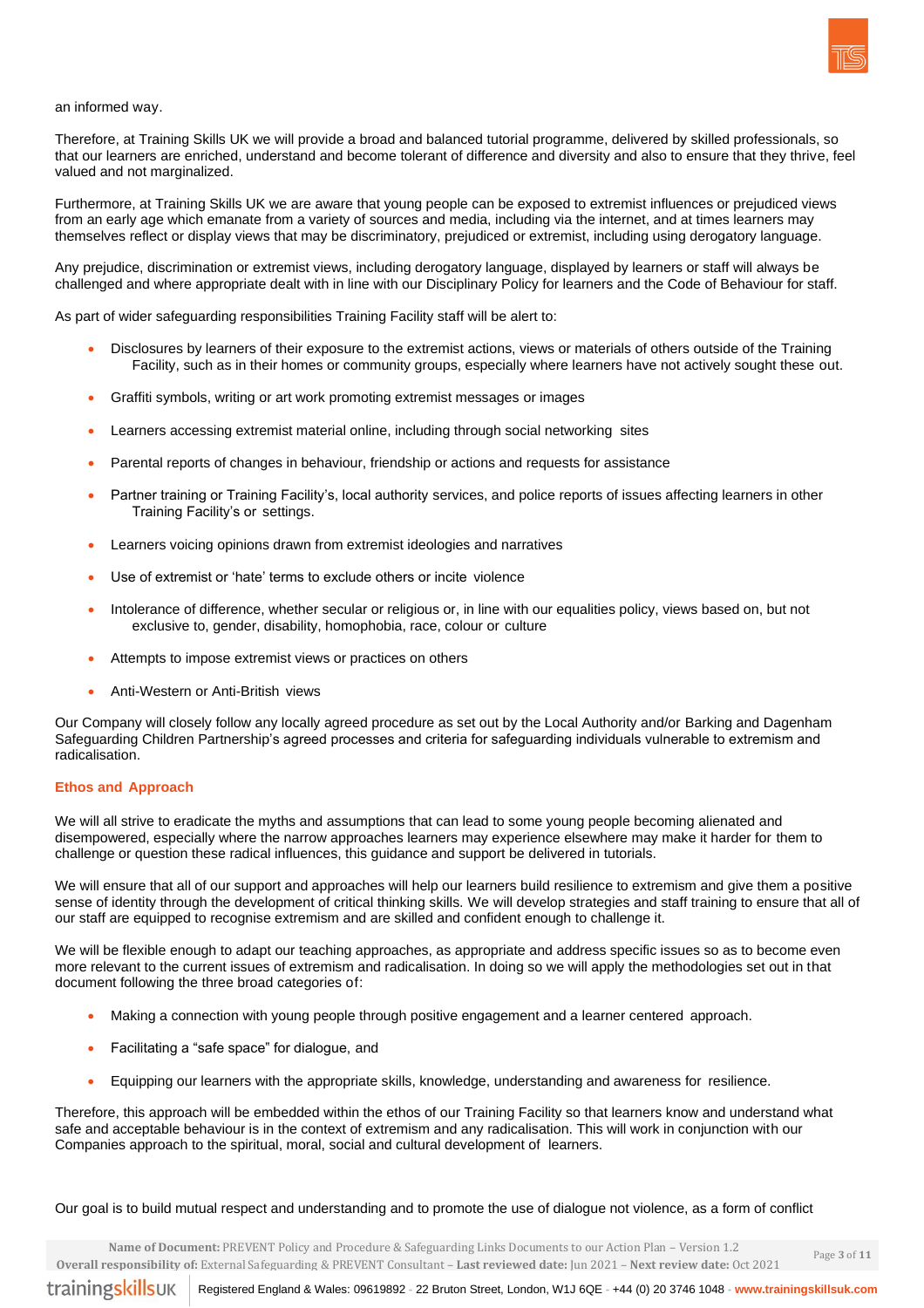an informed way.

Therefore, at Training Skills UK we will provide a broad and balanced tutorial programme, delivered by skilled professionals, so that our learners are enriched, understand and become tolerant of difference and diversity and also to ensure that they thrive, feel valued and not marginalized.

Furthermore, at Training Skills UK we are aware that young people can be exposed to extremist influences or prejudiced views from an early age which emanate from a variety of sources and media, including via the internet, and at times learners may themselves reflect or display views that may be discriminatory, prejudiced or extremist, including using derogatory language.

Any prejudice, discrimination or extremist views, including derogatory language, displayed by learners or staff will always be challenged and where appropriate dealt with in line with our Disciplinary Policy for learners and the Code of Behaviour for staff.

As part of wider safeguarding responsibilities Training Facility staff will be alert to:

- Disclosures by learners of their exposure to the extremist actions, views or materials of others outside of the Training Facility, such as in their homes or community groups, especially where learners have not actively sought these out.
- Graffiti symbols, writing or art work promoting extremist messages or images
- Learners accessing extremist material online, including through social networking sites
- Parental reports of changes in behaviour, friendship or actions and requests for assistance
- Partner training or Training Facility's, local authority services, and police reports of issues affecting learners in other Training Facility's or settings.
- Learners voicing opinions drawn from extremist ideologies and narratives
- Use of extremist or 'hate' terms to exclude others or incite violence
- Intolerance of difference, whether secular or religious or, in line with our equalities policy, views based on, but not exclusive to, gender, disability, homophobia, race, colour or culture
- Attempts to impose extremist views or practices on others
- Anti-Western or Anti-British views

Our Company will closely follow any locally agreed procedure as set out by the Local Authority and/or Barking and Dagenham Safeguarding Children Partnership's agreed processes and criteria for safeguarding individuals vulnerable to extremism and radicalisation.

## Ethos and Approach

We will all strive to eradicate the myths and assumptions that can lead to some young people becoming alienated and disempowered, especially where the narrow approaches learners may experience elsewhere may make it harder for them to challenge or question these radical influences, this guidance and support be delivered in tutorials.

We will ensure that all of our support and approaches will help our learners build resilience to extremism and give them a positive sense of identity through the development of critical thinking skills. We will develop strategies and staff training to ensure that all of our staff are equipped to recognise extremism and are skilled and confident enough to challenge it.

We will be flexible enough to adapt our teaching approaches, as appropriate and address specific issues so as to become even more relevant to the current issues of extremism and radicalisation. In doing so we will apply the methodologies set out in that document following the three broad categories of:

- Making a connection with young people through positive engagement and a learner centered approach.
- Facilitating a "safe space" for dialogue, and
- Equipping our learners with the appropriate skills, knowledge, understanding and awareness for resilience.

Therefore, this approach will be embedded within the ethos of our Training Facility so that learners know and understand what safe and acceptable behaviour is in the context of extremism and any radicalisation. This will work in conjunction with our Companies approach to the spiritual, moral, social and cultural development of learners.

Our goal is to build mutual respect and understanding and to promote the use of dialogue not violence, as a form of conflict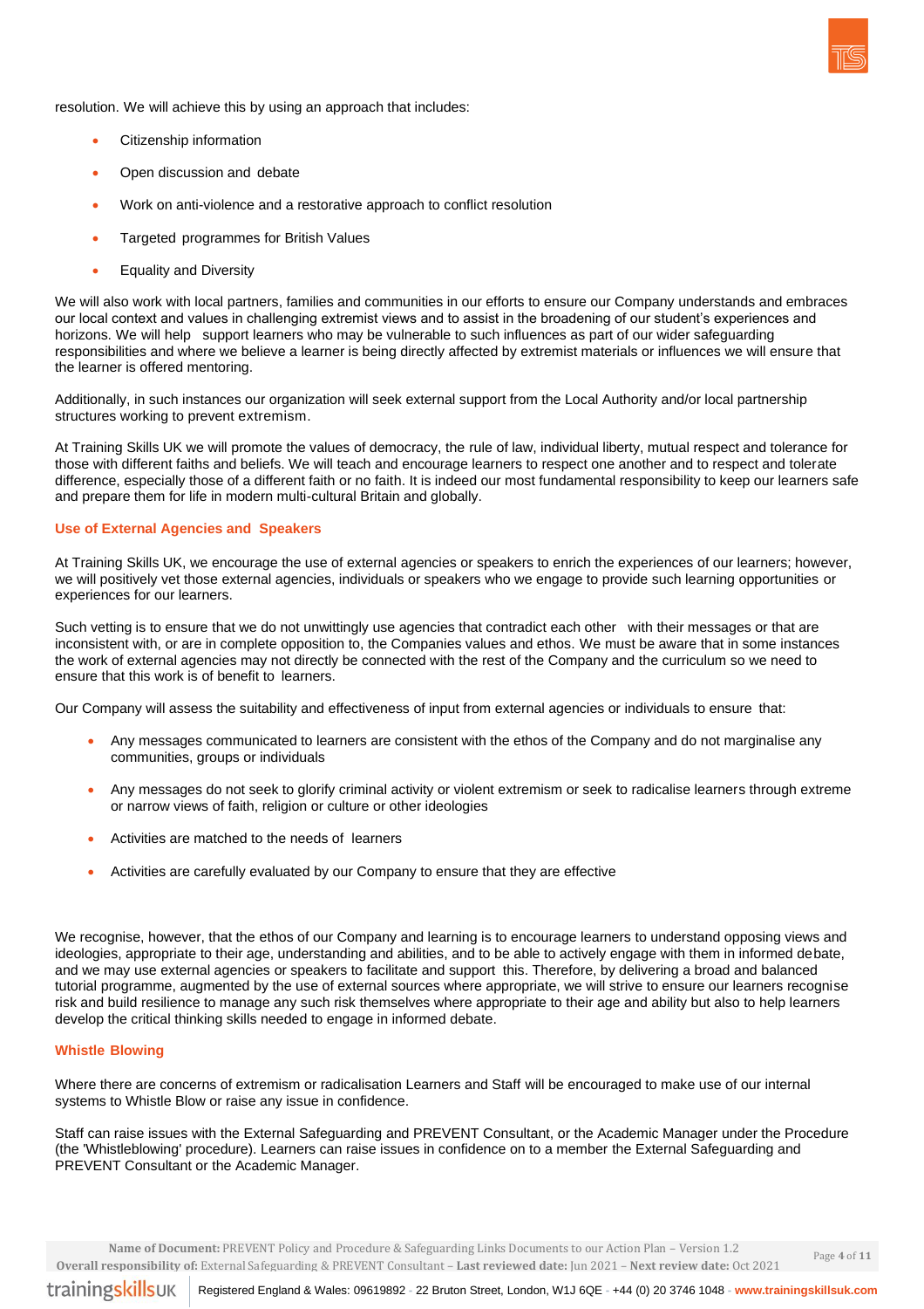resolution. We will achieve this by using an approach that includes:

- Citizenship information
- Open discussion and debate
- Work on anti-violence and a restorative approach to conflict resolution
- Targeted programmes for British Values
- Equality and Diversity

We will also work with local partners, families and communities in our efforts to ensure our Company understands and embraces our local context and values in challenging extremist views and to assist in the broadening of our student's experiences and horizons. We will help support learners who may be vulnerable to such influences as part of our wider safeguarding responsibilities and where we believe a learner is being directly affected by extremist materials or influences we will ensure that the learner is offered mentoring.

Additionally, in such instances our organization will seek external support from the Local Authority and/or local partnership structures working to prevent extremism.

At Training Skills UK we will promote the values of democracy, the rule of law, individual liberty, mutual respect and tolerance for those with different faiths and beliefs. We will teach and encourage learners to respect one another and to respect and tolerate difference, especially those of a different faith or no faith. It is indeed our most fundamental responsibility to keep our learners safe and prepare them for life in modern multi-cultural Britain and globally.

### Use of External Agencies and Speakers

At Training Skills UK, we encourage the use of external agencies or speakers to enrich the experiences of our learners; however, we will positively vet those external agencies, individuals or speakers who we engage to provide such learning opportunities or experiences for our learners.

Such vetting is to ensure that we do not unwittingly use agencies that contradict each other with their messages or that are inconsistent with, or are in complete opposition to, the Companies values and ethos. We must be aware that in some instances the work of external agencies may not directly be connected with the rest of the Company and the curriculum so we need to ensure that this work is of benefit to learners.

Our Company will assess the suitability and effectiveness of input from external agencies or individuals to ensure that:

- Any messages communicated to learners are consistent with the ethos of the Company and do not marginalise any communities, groups or individuals
- Any messages do not seek to glorify criminal activity or violent extremism or seek to radicalise learners through extreme or narrow views of faith, religion or culture or other ideologies
- Activities are matched to the needs of learners
- Activities are carefully evaluated by our Company to ensure that they are effective

We recognise, however, that the ethos of our Company and learning is to encourage learners to understand opposing views and ideologies, appropriate to their age, understanding and abilities, and to be able to actively engage with them in informed debate, and we may use external agencies or speakers to facilitate and support this. Therefore, by delivering a broad and balanced tutorial programme, augmented by the use of external sources where appropriate, we will strive to ensure our learners recognise risk and build resilience to manage any such risk themselves where appropriate to their age and ability but also to help learners develop the critical thinking skills needed to engage in informed debate.

### Whistle Blowing

Where there are concerns of extremism or radicalisation Learners and Staff will be encouraged to make use of our internal systems to Whistle Blow or raise any issue in confidence.

Staff can raise issues with the External Safeguarding and PREVENT Consultant, or the Academic Manager under the Procedure (the 'Whistleblowing' procedure). Learners can raise issues in confidence on to a member the External Safeguarding and PREVENT Consultant or the Academic Manager.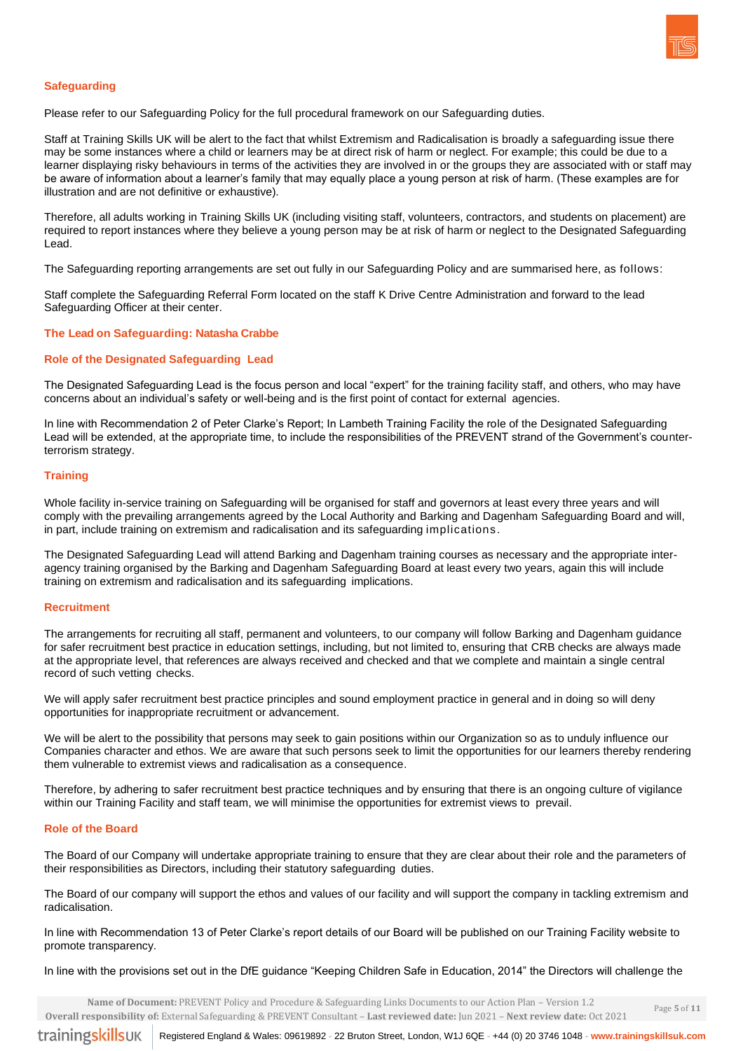## Safeguarding

Please refer to our Safeguarding Policy for the full procedural framework on our Safeguarding duties.

Staff at Training Skills UK will be alert to the fact that whilst Extremism and Radicalisation is broadly a safeguarding issue there may be some instances where a child or learners may be at direct risk of harm or neglect. For example; this could be due to a learner displaying risky behaviours in terms of the activities they are involved in or the groups they are associated with or staff may be aware of information about a learner's family that may equally place a young person at risk of harm. (These examples are for illustration and are not definitive or exhaustive).

Therefore, all adults working in Training Skills UK (including visiting staff, volunteers, contractors, and students on placement) are required to report instances where they believe a young person may be at risk of harm or neglect to the Designated Safeguarding Lead.

The Safeguarding reporting arrangements are set out fully in our Safeguarding Policy and are summarised here, as follows:

Staff complete the Safeguarding Referral Form located on the staff K Drive Centre Administration and forward to the lead Safeguarding Officer at their center.

## The Lead on Safeguarding: Natasha Crabbe

## Role of the Designated Safeguarding Lead

The Designated Safeguarding Lead is the focus person and local "expert" for the training facility staff, and others, who may have concerns about an individual's safety or well-being and is the first point of contact for external agencies.

In line with Recommendation 2 of Peter Clarke's Report; In Lambeth Training Facility the role of the Designated Safeguarding Lead will be extended, at the appropriate time, to include the responsibilities of the PREVENT strand of the Government's counter-terrorism strategy.

## Training

Whole facility in-service training on Safeguarding will be organised for staff and governors at least every three years and will comply with the prevailing arrangements agreed by the Local Authority and Barking and Dagenham Safeguarding Board and will, in part, include training on extremism and radicalisation and its safeguarding implications.

The Designated Safeguarding Lead will attend Barking and Dagenham training courses as necessary and the appropriate inter-agency training organised by the Barking and Dagenham Safeguarding Board at least every two years, again this will include training on extremism and radicalisation and its safeguarding implications.

## Recruitment

The arrangements for recruiting all staff, permanent and volunteers, to our company will follow Barking and Dagenham guidance for safer recruitment best practice in education settings, including, but not limited to, ensuring that CRB checks are always made at the appropriate level, that references are always received and checked and that we complete and maintain a single central record of such vetting checks.

We will apply safer recruitment best practice principles and sound employment practice in general and in doing so will deny opportunities for inappropriate recruitment or advancement.

We will be alert to the possibility that persons may seek to gain positions within our Organization so as to unduly influence our Companies character and ethos. We are aware that such persons seek to limit the opportunities for our learners thereby rendering them vulnerable to extremist views and radicalisation as a consequence.

Therefore, by adhering to safer recruitment best practice techniques and by ensuring that there is an ongoing culture of vigilance within our Training Facility and staff team, we will minimise the opportunities for extremist views to prevail.

## Role of the Board

The Board of our Company will undertake appropriate training to ensure that they are clear about their role and the parameters of their responsibilities as Directors, including their statutory safeguarding duties.

The Board of our company will support the ethos and values of our facility and will support the company in tackling extremism and radicalisation.

In line with Recommendation 13 of Peter Clarke's report details of our Board will be published on our Training Facility website to promote transparency.

In line with the provisions set out in the DfE guidance "Keeping Children Safe in Education, 2014" the Directors will challenge the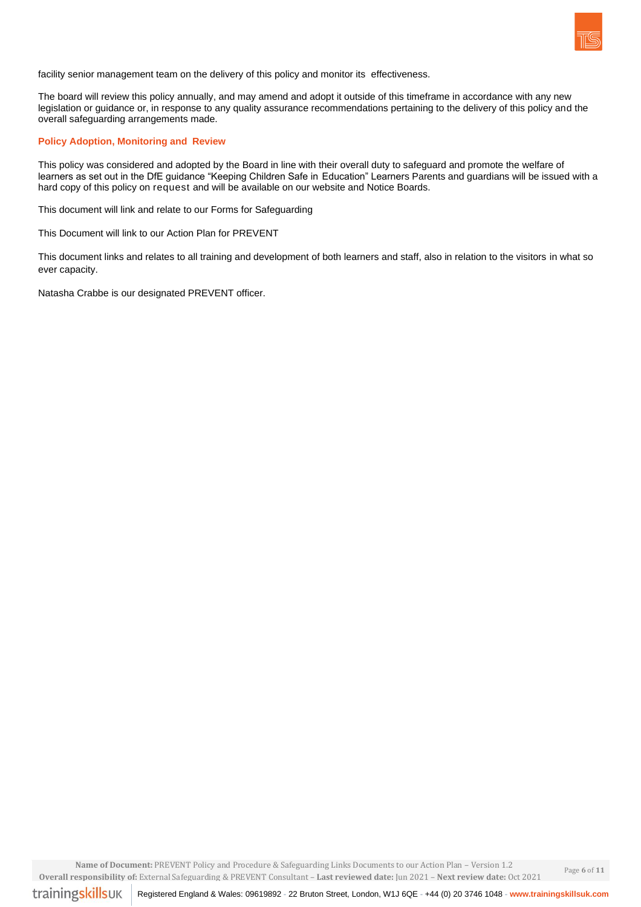facility senior management team on the delivery of this policy and monitor its effectiveness.

The board will review this policy annually, and may amend and adopt it outside of this timeframe in accordance with any new legislation or guidance or, in response to any quality assurance recommendations pertaining to the delivery of this policy and the overall safeguarding arrangements made.

## Policy Adoption, Monitoring and Review

This policy was considered and adopted by the Board in line with their overall duty to safeguard and promote the welfare of learners as set out in the DfE guidance "Keeping Children Safe in Education" Learners Parents and guardians will be issued with a hard copy of this policy on request and will be available on our website and Notice Boards.

This document will link and relate to our Forms for Safeguarding

This Document will link to our Action Plan for PREVENT

This document links and relates to all training and development of both learners and staff, also in relation to the visitors in what so ever capacity.

Natasha Crabbe is our designated PREVENT officer.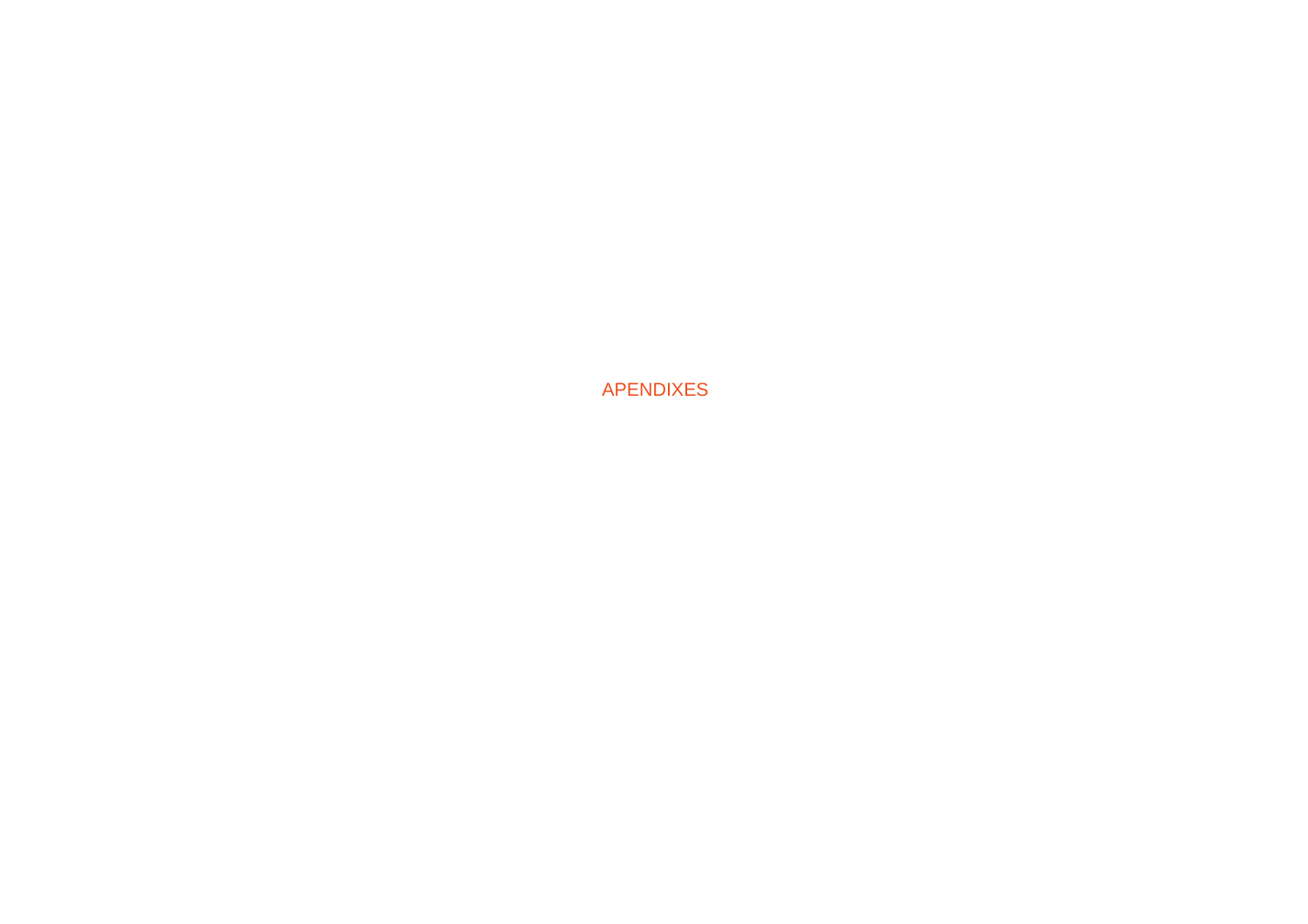# APENDIXES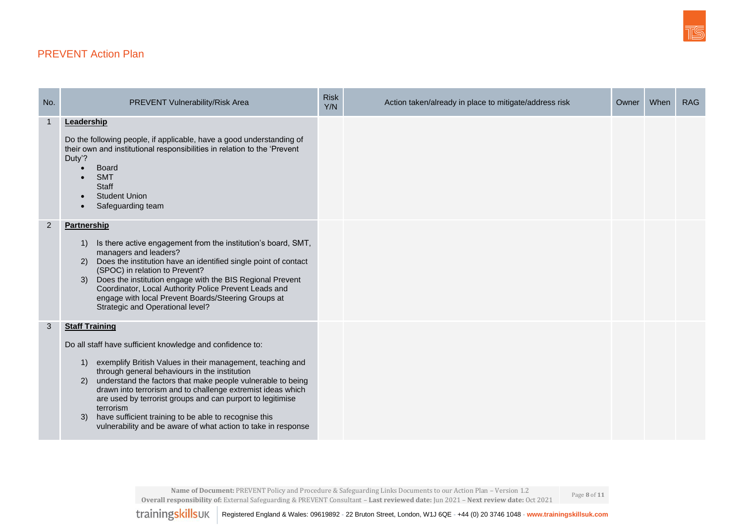## PREVENT Action Plan

| No. | PREVENT Vulnerability/Risk Area | Risk Y/N | Action taken/already in place to mitigate/address risk | Owner | When | RAG |
|---|---|---|---|---|---|---|
| 1 | **Leadership**<br><br>Do the following people, if applicable, have a good understanding of their own and institutional responsibilities in relation to the 'Prevent Duty'?<br>• Board<br>• SMT<br>Staff<br>• Student Union<br>• Safeguarding team | | | | | |
| 2 | **Partnership**<br><br>1) Is there active engagement from the institution's board, SMT, managers and leaders?<br>2) Does the institution have an identified single point of contact (SPOC) in relation to Prevent?<br>3) Does the institution engage with the BIS Regional Prevent Coordinator, Local Authority Police Prevent Leads and engage with local Prevent Boards/Steering Groups at Strategic and Operational level? | | | | | |
| 3 | **Staff Training**<br><br>Do all staff have sufficient knowledge and confidence to:<br><br>1) exemplify British Values in their management, teaching and through general behaviours in the institution<br>2) understand the factors that make people vulnerable to being drawn into terrorism and to challenge extremist ideas which are used by terrorist groups and can purport to legitimise terrorism<br>3) have sufficient training to be able to recognise this vulnerability and be aware of what action to take in response | | | | | |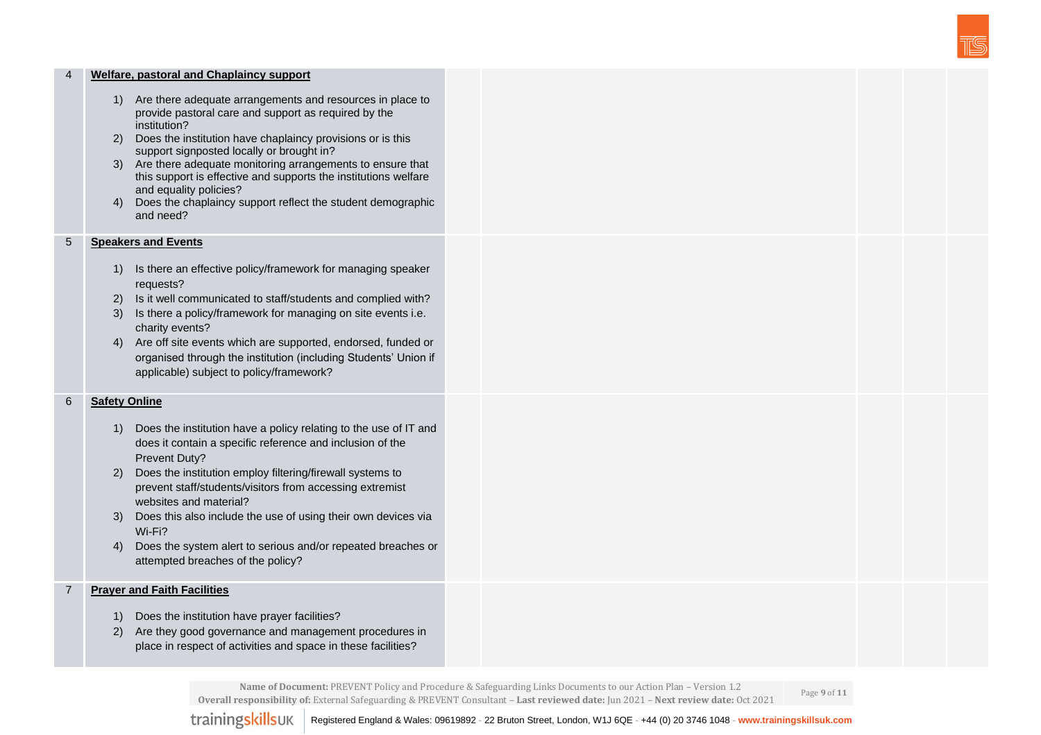| | | | | | | |
|---|---|---|---|---|---|---|
| 4 | **Welfare, pastoral and Chaplaincy support**<br><br>1) Are there adequate arrangements and resources in place to provide pastoral care and support as required by the institution?<br>2) Does the institution have chaplaincy provisions or is this support signposted locally or brought in?<br>3) Are there adequate monitoring arrangements to ensure that this support is effective and supports the institutions welfare and equality policies?<br>4) Does the chaplaincy support reflect the student demographic and need? | | | | | |
| 5 | **Speakers and Events**<br><br>1) Is there an effective policy/framework for managing speaker requests?<br>2) Is it well communicated to staff/students and complied with?<br>3) Is there a policy/framework for managing on site events i.e. charity events?<br>4) Are off site events which are supported, endorsed, funded or organised through the institution (including Students' Union if applicable) subject to policy/framework? | | | | | |
| 6 | **Safety Online**<br><br>1) Does the institution have a policy relating to the use of IT and does it contain a specific reference and inclusion of the Prevent Duty?<br>2) Does the institution employ filtering/firewall systems to prevent staff/students/visitors from accessing extremist websites and material?<br>3) Does this also include the use of using their own devices via Wi-Fi?<br>4) Does the system alert to serious and/or repeated breaches or attempted breaches of the policy? | | | | | |
| 7 | **Prayer and Faith Facilities**<br><br>1) Does the institution have prayer facilities?<br>2) Are they good governance and management procedures in place in respect of activities and space in these facilities? | | | | | |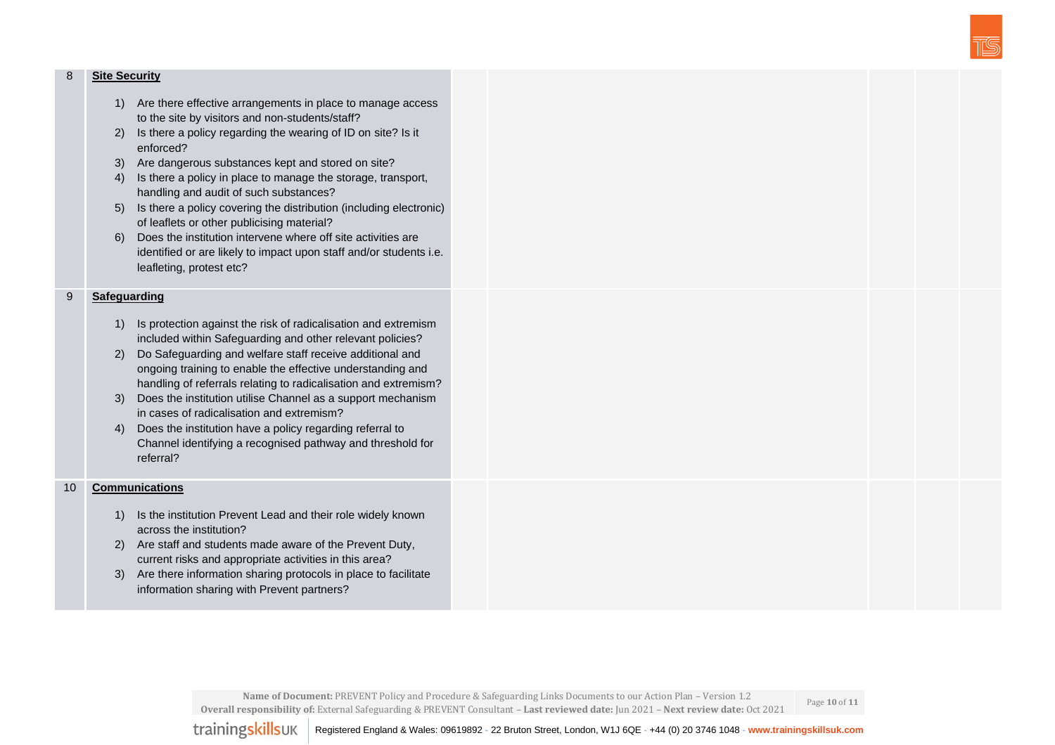| | | | | | | |
|---|---|---|---|---|---|---|
| 8 | **Site Security**<br><br>1) Are there effective arrangements in place to manage access to the site by visitors and non-students/staff?<br>2) Is there a policy regarding the wearing of ID on site? Is it enforced?<br>3) Are dangerous substances kept and stored on site?<br>4) Is there a policy in place to manage the storage, transport, handling and audit of such substances?<br>5) Is there a policy covering the distribution (including electronic) of leaflets or other publicising material?<br>6) Does the institution intervene where off site activities are identified or are likely to impact upon staff and/or students i.e. leafleting, protest etc? | | | | | |
| 9 | **Safeguarding**<br><br>1) Is protection against the risk of radicalisation and extremism included within Safeguarding and other relevant policies?<br>2) Do Safeguarding and welfare staff receive additional and ongoing training to enable the effective understanding and handling of referrals relating to radicalisation and extremism?<br>3) Does the institution utilise Channel as a support mechanism in cases of radicalisation and extremism?<br>4) Does the institution have a policy regarding referral to Channel identifying a recognised pathway and threshold for referral? | | | | | |
| 10 | **Communications**<br><br>1) Is the institution Prevent Lead and their role widely known across the institution?<br>2) Are staff and students made aware of the Prevent Duty, current risks and appropriate activities in this area?<br>3) Are there information sharing protocols in place to facilitate information sharing with Prevent partners? | | | | | |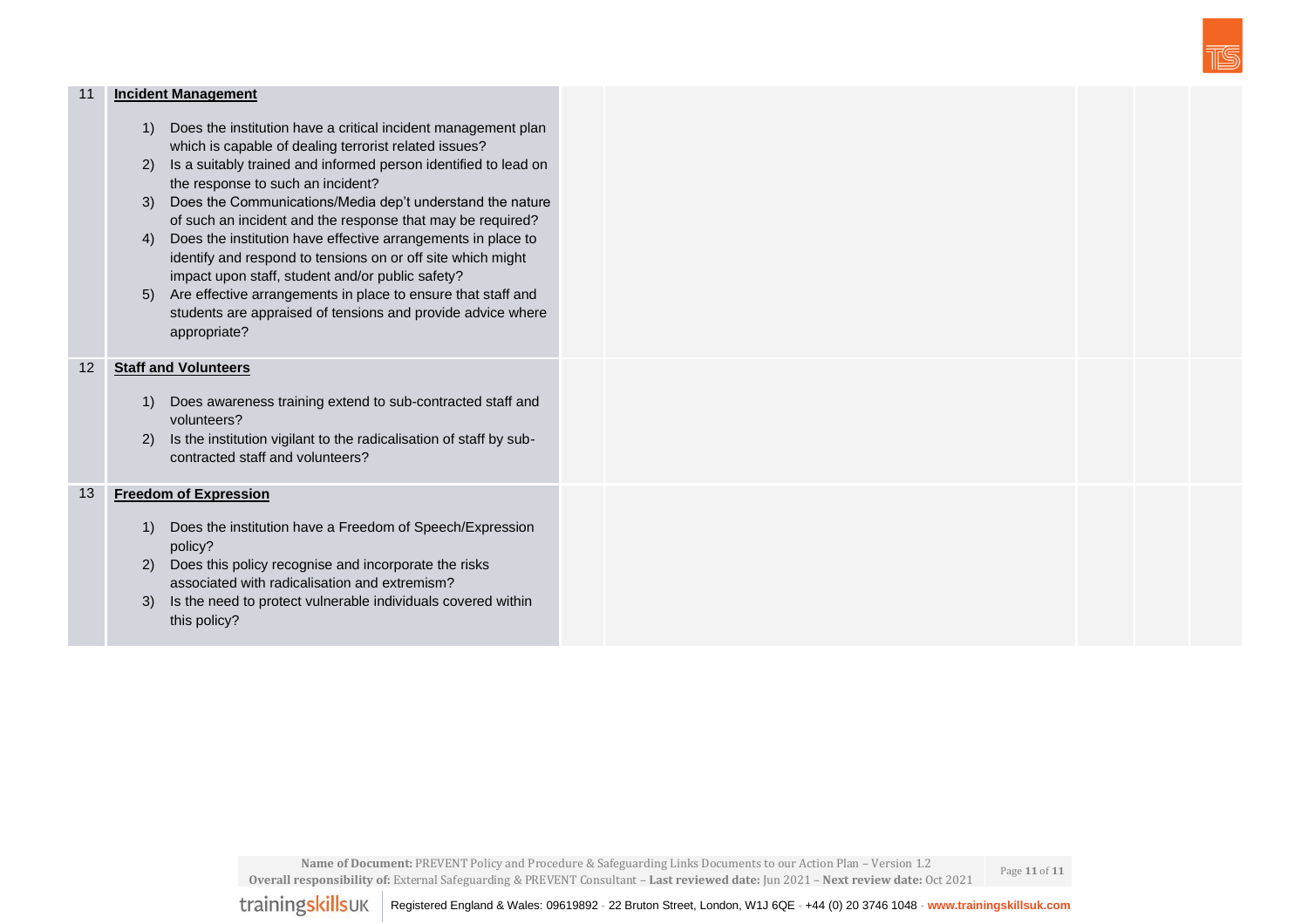| | | | | | | |
|---|---|---|---|---|---|---|
| 11 | **Incident Management**<br><br>1) Does the institution have a critical incident management plan which is capable of dealing terrorist related issues?<br>2) Is a suitably trained and informed person identified to lead on the response to such an incident?<br>3) Does the Communications/Media dep't understand the nature of such an incident and the response that may be required?<br>4) Does the institution have effective arrangements in place to identify and respond to tensions on or off site which might impact upon staff, student and/or public safety?<br>5) Are effective arrangements in place to ensure that staff and students are appraised of tensions and provide advice where appropriate? | | | | | |
| 12 | **Staff and Volunteers**<br><br>1) Does awareness training extend to sub-contracted staff and volunteers?<br>2) Is the institution vigilant to the radicalisation of staff by sub-contracted staff and volunteers? | | | | | |
| 13 | **Freedom of Expression**<br><br>1) Does the institution have a Freedom of Speech/Expression policy?<br>2) Does this policy recognise and incorporate the risks associated with radicalisation and extremism?<br>3) Is the need to protect vulnerable individuals covered within this policy? | | | | | |